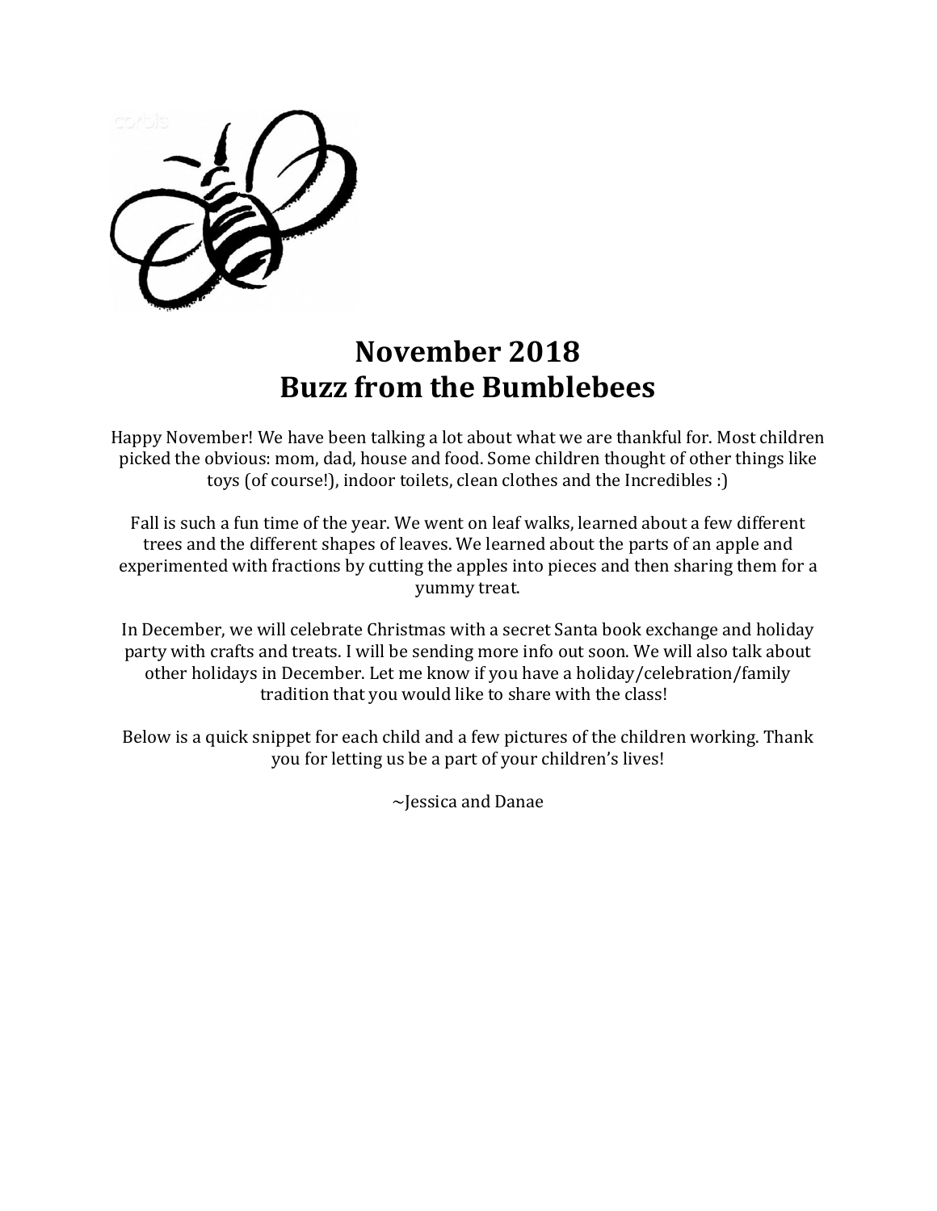# November 2018
# Buzz from the Bumblebees

Happy November! We have been talking a lot about what we are thankful for. Most children picked the obvious: mom, dad, house and food. Some children thought of other things like toys (of course!), indoor toilets, clean clothes and the Incredibles :)

Fall is such a fun time of the year. We went on leaf walks, learned about a few different trees and the different shapes of leaves. We learned about the parts of an apple and experimented with fractions by cutting the apples into pieces and then sharing them for a yummy treat.

In December, we will celebrate Christmas with a secret Santa book exchange and holiday party with crafts and treats. I will be sending more info out soon. We will also talk about other holidays in December. Let me know if you have a holiday/celebration/family tradition that you would like to share with the class!

Below is a quick snippet for each child and a few pictures of the children working. Thank you for letting us be a part of your children's lives!

~Jessica and Danae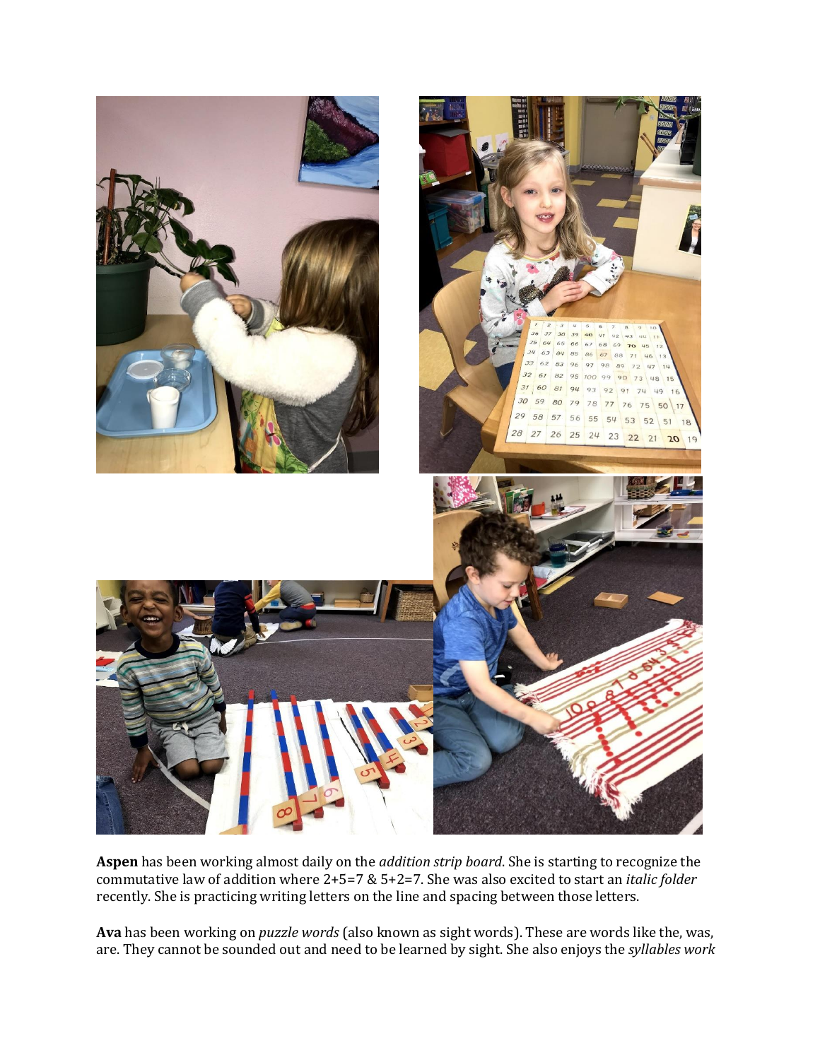**Aspen** has been working almost daily on the *addition strip board*. She is starting to recognize the commutative law of addition where 2+5=7 & 5+2=7. She was also excited to start an *italic folder* recently. She is practicing writing letters on the line and spacing between those letters.

**Ava** has been working on *puzzle words* (also known as sight words). These are words like the, was, are. They cannot be sounded out and need to be learned by sight. She also enjoys the *syllables work*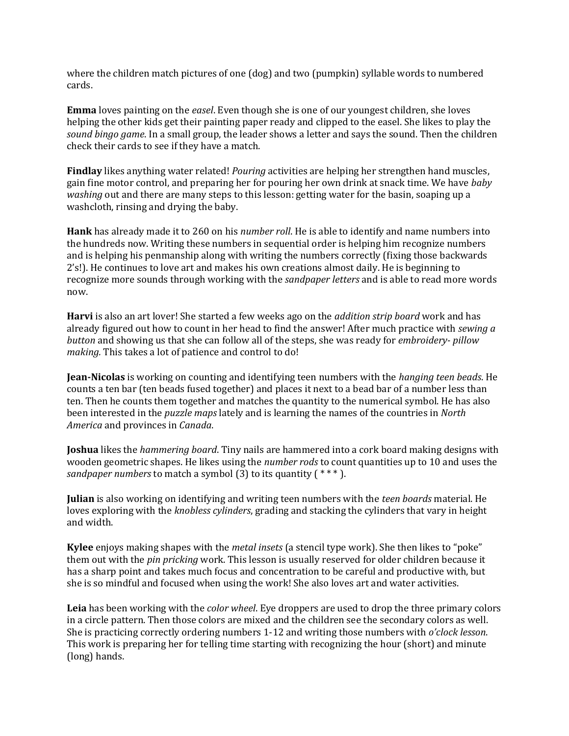where the children match pictures of one (dog) and two (pumpkin) syllable words to numbered cards.

**Emma** loves painting on the *easel*. Even though she is one of our youngest children, she loves helping the other kids get their painting paper ready and clipped to the easel. She likes to play the *sound bingo game*. In a small group, the leader shows a letter and says the sound. Then the children check their cards to see if they have a match.

**Findlay** likes anything water related! *Pouring* activities are helping her strengthen hand muscles, gain fine motor control, and preparing her for pouring her own drink at snack time. We have *baby washing* out and there are many steps to this lesson: getting water for the basin, soaping up a washcloth, rinsing and drying the baby.

**Hank** has already made it to 260 on his *number roll*. He is able to identify and name numbers into the hundreds now. Writing these numbers in sequential order is helping him recognize numbers and is helping his penmanship along with writing the numbers correctly (fixing those backwards 2's!). He continues to love art and makes his own creations almost daily. He is beginning to recognize more sounds through working with the *sandpaper letters* and is able to read more words now.

**Harvi** is also an art lover! She started a few weeks ago on the *addition strip board* work and has already figured out how to count in her head to find the answer! After much practice with *sewing a button* and showing us that she can follow all of the steps, she was ready for *embroidery- pillow making.* This takes a lot of patience and control to do!

**Jean-Nicolas** is working on counting and identifying teen numbers with the *hanging teen beads*. He counts a ten bar (ten beads fused together) and places it next to a bead bar of a number less than ten. Then he counts them together and matches the quantity to the numerical symbol. He has also been interested in the *puzzle maps* lately and is learning the names of the countries in *North America* and provinces in *Canada*.

**Joshua** likes the *hammering board*. Tiny nails are hammered into a cork board making designs with wooden geometric shapes. He likes using the *number rods* to count quantities up to 10 and uses the *sandpaper numbers* to match a symbol (3) to its quantity ( * * * ).

**Julian** is also working on identifying and writing teen numbers with the *teen boards* material. He loves exploring with the *knobless cylinders*, grading and stacking the cylinders that vary in height and width.

**Kylee** enjoys making shapes with the *metal insets* (a stencil type work). She then likes to "poke" them out with the *pin pricking* work. This lesson is usually reserved for older children because it has a sharp point and takes much focus and concentration to be careful and productive with, but she is so mindful and focused when using the work! She also loves art and water activities.

**Leia** has been working with the *color wheel*. Eye droppers are used to drop the three primary colors in a circle pattern. Then those colors are mixed and the children see the secondary colors as well. She is practicing correctly ordering numbers 1-12 and writing those numbers with *o'clock lesson*. This work is preparing her for telling time starting with recognizing the hour (short) and minute (long) hands.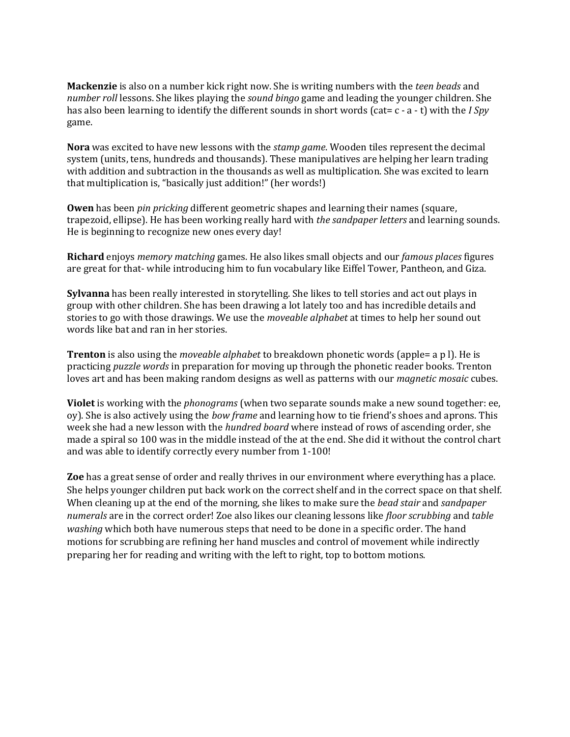**Mackenzie** is also on a number kick right now. She is writing numbers with the *teen beads* and *number roll* lessons. She likes playing the *sound bingo* game and leading the younger children. She has also been learning to identify the different sounds in short words (cat= c - a - t) with the *I Spy* game.

**Nora** was excited to have new lessons with the *stamp game*. Wooden tiles represent the decimal system (units, tens, hundreds and thousands). These manipulatives are helping her learn trading with addition and subtraction in the thousands as well as multiplication. She was excited to learn that multiplication is, "basically just addition!" (her words!)

**Owen** has been *pin pricking* different geometric shapes and learning their names (square, trapezoid, ellipse). He has been working really hard with *the sandpaper letters* and learning sounds. He is beginning to recognize new ones every day!

**Richard** enjoys *memory matching* games. He also likes small objects and our *famous places* figures are great for that- while introducing him to fun vocabulary like Eiffel Tower, Pantheon, and Giza.

**Sylvanna** has been really interested in storytelling. She likes to tell stories and act out plays in group with other children. She has been drawing a lot lately too and has incredible details and stories to go with those drawings. We use the *moveable alphabet* at times to help her sound out words like bat and ran in her stories.

**Trenton** is also using the *moveable alphabet* to breakdown phonetic words (apple= a p l). He is practicing *puzzle words* in preparation for moving up through the phonetic reader books. Trenton loves art and has been making random designs as well as patterns with our *magnetic mosaic* cubes.

**Violet** is working with the *phonograms* (when two separate sounds make a new sound together: ee, oy). She is also actively using the *bow frame* and learning how to tie friend's shoes and aprons. This week she had a new lesson with the *hundred board* where instead of rows of ascending order, she made a spiral so 100 was in the middle instead of the at the end. She did it without the control chart and was able to identify correctly every number from 1-100!

**Zoe** has a great sense of order and really thrives in our environment where everything has a place. She helps younger children put back work on the correct shelf and in the correct space on that shelf. When cleaning up at the end of the morning, she likes to make sure the *bead stair* and *sandpaper numerals* are in the correct order! Zoe also likes our cleaning lessons like *floor scrubbing* and *table washing* which both have numerous steps that need to be done in a specific order. The hand motions for scrubbing are refining her hand muscles and control of movement while indirectly preparing her for reading and writing with the left to right, top to bottom motions.